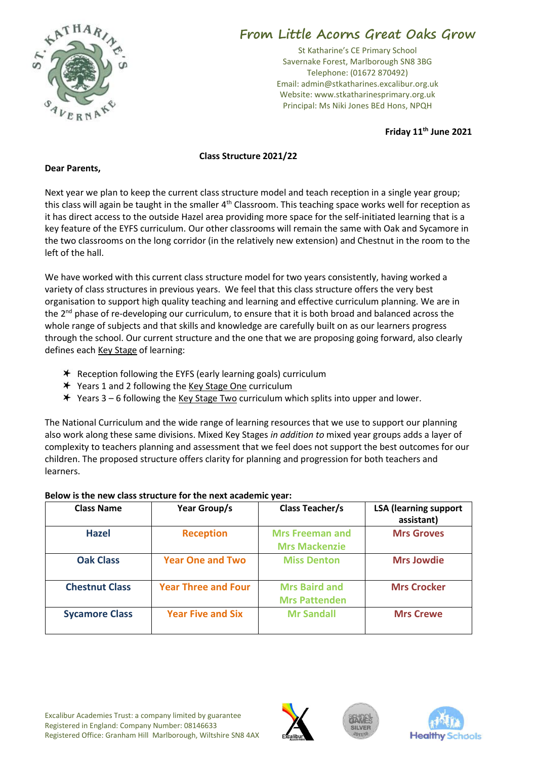# From Little Acorns Great Oaks Grow

St Katharine's CE Primary School
Savernake Forest, Marlborough SN8 3BG
Telephone: (01672 870492)
Email: admin@stkatharines.excalibur.org.uk
Website: www.stkatharinesprimary.org.uk
Principal: Ms Niki Jones BEd Hons, NPQH

**Friday 11th June 2021**

**Class Structure 2021/22**

**Dear Parents,**

Next year we plan to keep the current class structure model and teach reception in a single year group; this class will again be taught in the smaller 4th Classroom. This teaching space works well for reception as it has direct access to the outside Hazel area providing more space for the self-initiated learning that is a key feature of the EYFS curriculum. Our other classrooms will remain the same with Oak and Sycamore in the two classrooms on the long corridor (in the relatively new extension) and Chestnut in the room to the left of the hall.

We have worked with this current class structure model for two years consistently, having worked a variety of class structures in previous years. We feel that this class structure offers the very best organisation to support high quality teaching and learning and effective curriculum planning. We are in the 2nd phase of re-developing our curriculum, to ensure that it is both broad and balanced across the whole range of subjects and that skills and knowledge are carefully built on as our learners progress through the school. Our current structure and the one that we are proposing going forward, also clearly defines each Key Stage of learning:

- Reception following the EYFS (early learning goals) curriculum
- Years 1 and 2 following the Key Stage One curriculum
- Years 3 – 6 following the Key Stage Two curriculum which splits into upper and lower.

The National Curriculum and the wide range of learning resources that we use to support our planning also work along these same divisions. Mixed Key Stages *in addition to* mixed year groups adds a layer of complexity to teachers planning and assessment that we feel does not support the best outcomes for our children. The proposed structure offers clarity for planning and progression for both teachers and learners.

**Below is the new class structure for the next academic year:**

| Class Name | Year Group/s | Class Teacher/s | LSA (learning support assistant) |
|---|---|---|---|
| **Hazel** | **Reception** | **Mrs Freeman and Mrs Mackenzie** | **Mrs Groves** |
| **Oak Class** | **Year One and Two** | **Miss Denton** | **Mrs Jowdie** |
| **Chestnut Class** | **Year Three and Four** | **Mrs Baird and Mrs Pattenden** | **Mrs Crocker** |
| **Sycamore Class** | **Year Five and Six** | **Mr Sandall** | **Mrs Crewe** |

Excalibur Academies Trust: a company limited by guarantee
Registered in England: Company Number: 08146633
Registered Office: Granham Hill Marlborough, Wiltshire SN8 4AX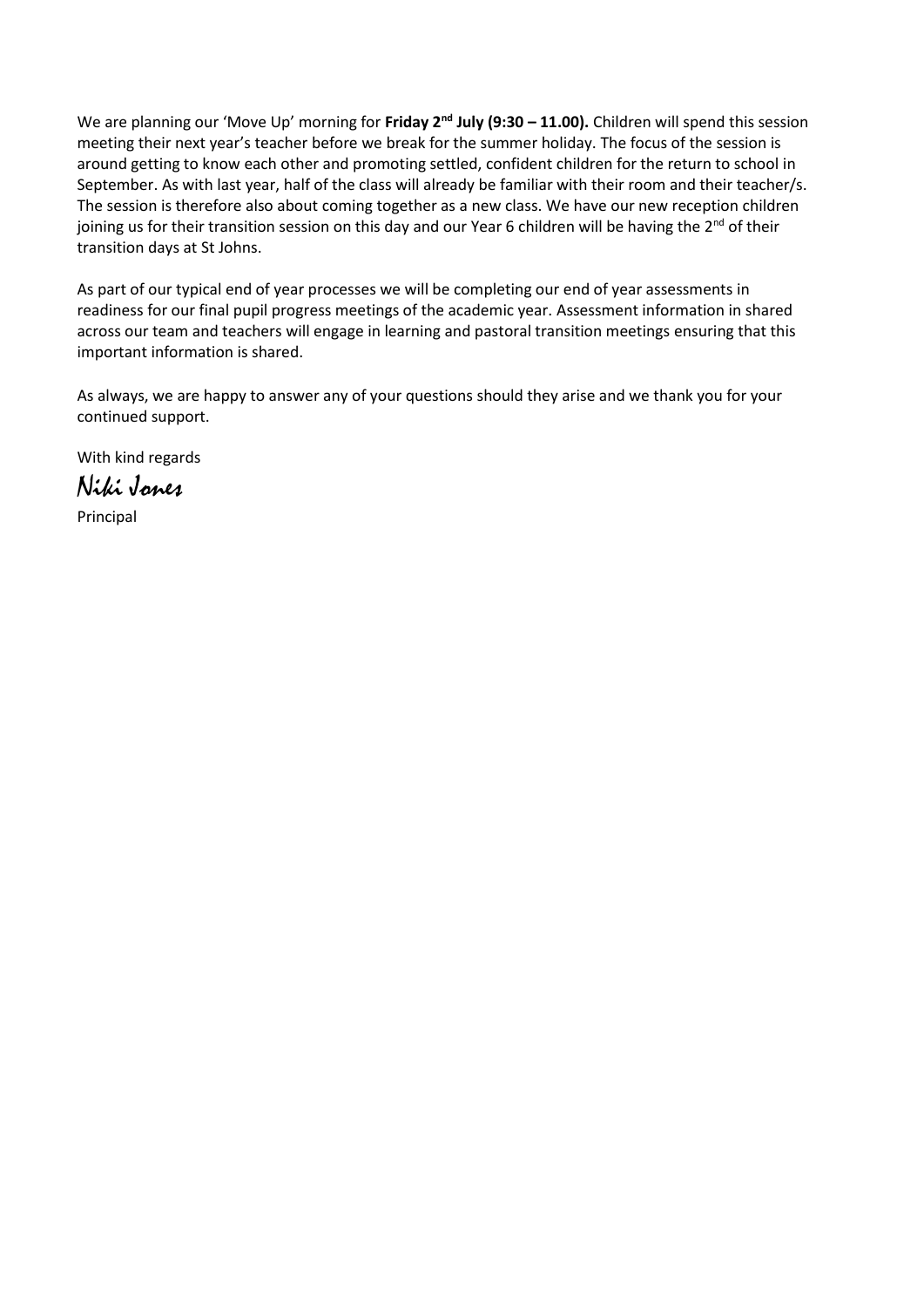We are planning our 'Move Up' morning for **Friday 2nd July (9:30 – 11.00).** Children will spend this session meeting their next year's teacher before we break for the summer holiday. The focus of the session is around getting to know each other and promoting settled, confident children for the return to school in September. As with last year, half of the class will already be familiar with their room and their teacher/s. The session is therefore also about coming together as a new class. We have our new reception children joining us for their transition session on this day and our Year 6 children will be having the 2nd of their transition days at St Johns.

As part of our typical end of year processes we will be completing our end of year assessments in readiness for our final pupil progress meetings of the academic year. Assessment information in shared across our team and teachers will engage in learning and pastoral transition meetings ensuring that this important information is shared.

As always, we are happy to answer any of your questions should they arise and we thank you for your continued support.

With kind regards

*Niki Jones*

Principal